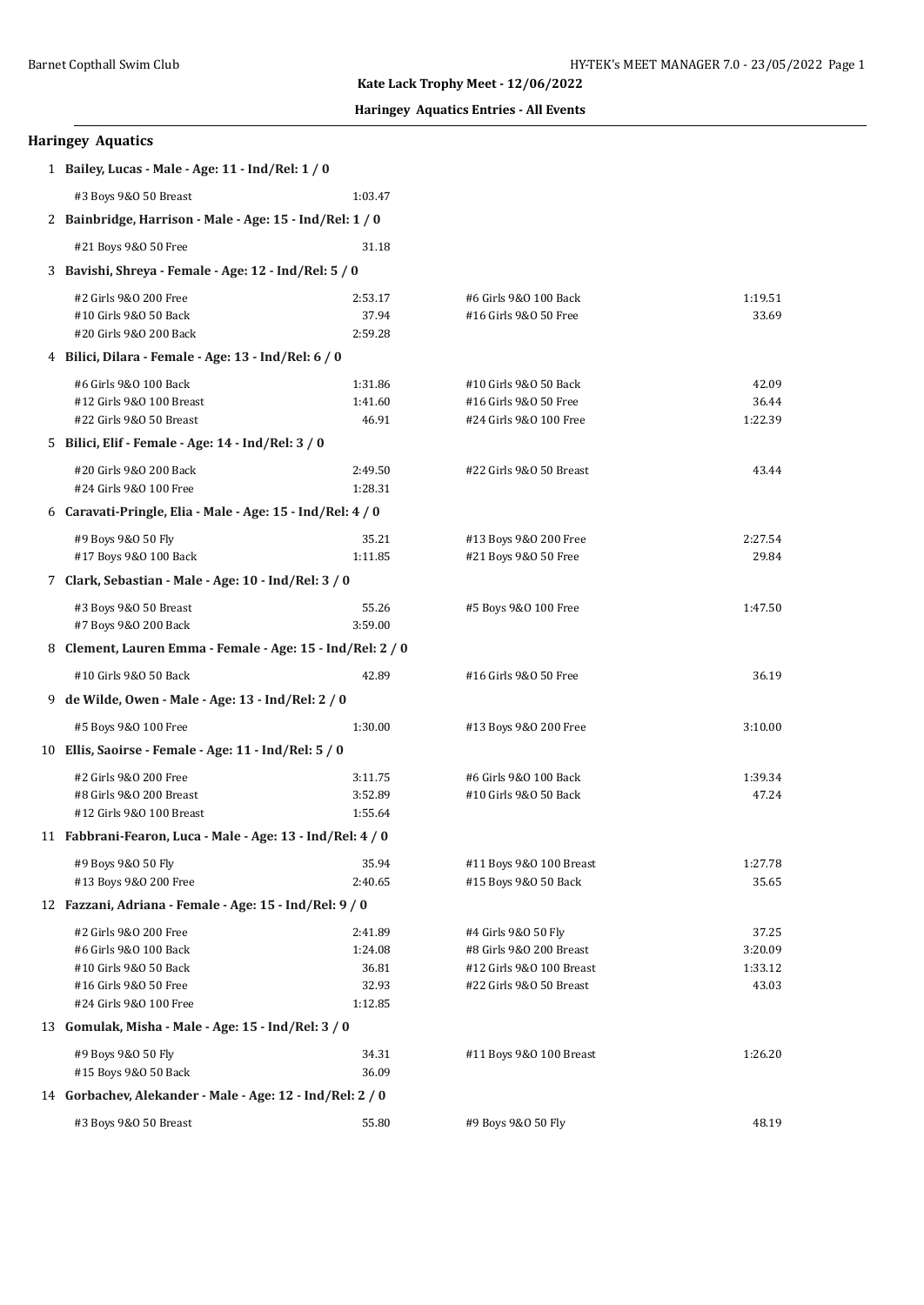**Kate Lack Trophy Meet - 12/06/2022**

**Haringey Aquatics Entries - All Events**

## Haringey Aquatics

**1 Bailey, Lucas - Male - Age: 11 - Ind/Rel: 1 / 0**

| Event | Time | Event | Time |
|---|---|---|---|
| #3 Boys 9&O 50 Breast | 1:03.47 | | |

**2 Bainbridge, Harrison - Male - Age: 15 - Ind/Rel: 1 / 0**

| Event | Time | Event | Time |
|---|---|---|---|
| #21 Boys 9&O 50 Free | 31.18 | | |

**3 Bavishi, Shreya - Female - Age: 12 - Ind/Rel: 5 / 0**

| Event | Time | Event | Time |
|---|---|---|---|
| #2 Girls 9&O 200 Free | 2:53.17 | #6 Girls 9&O 100 Back | 1:19.51 |
| #10 Girls 9&O 50 Back | 37.94 | #16 Girls 9&O 50 Free | 33.69 |
| #20 Girls 9&O 200 Back | 2:59.28 | | |

**4 Bilici, Dilara - Female - Age: 13 - Ind/Rel: 6 / 0**

| Event | Time | Event | Time |
|---|---|---|---|
| #6 Girls 9&O 100 Back | 1:31.86 | #10 Girls 9&O 50 Back | 42.09 |
| #12 Girls 9&O 100 Breast | 1:41.60 | #16 Girls 9&O 50 Free | 36.44 |
| #22 Girls 9&O 50 Breast | 46.91 | #24 Girls 9&O 100 Free | 1:22.39 |

**5 Bilici, Elif - Female - Age: 14 - Ind/Rel: 3 / 0**

| Event | Time | Event | Time |
|---|---|---|---|
| #20 Girls 9&O 200 Back | 2:49.50 | #22 Girls 9&O 50 Breast | 43.44 |
| #24 Girls 9&O 100 Free | 1:28.31 | | |

**6 Caravati-Pringle, Elia - Male - Age: 15 - Ind/Rel: 4 / 0**

| Event | Time | Event | Time |
|---|---|---|---|
| #9 Boys 9&O 50 Fly | 35.21 | #13 Boys 9&O 200 Free | 2:27.54 |
| #17 Boys 9&O 100 Back | 1:11.85 | #21 Boys 9&O 50 Free | 29.84 |

**7 Clark, Sebastian - Male - Age: 10 - Ind/Rel: 3 / 0**

| Event | Time | Event | Time |
|---|---|---|---|
| #3 Boys 9&O 50 Breast | 55.26 | #5 Boys 9&O 100 Free | 1:47.50 |
| #7 Boys 9&O 200 Back | 3:59.00 | | |

**8 Clement, Lauren Emma - Female - Age: 15 - Ind/Rel: 2 / 0**

| Event | Time | Event | Time |
|---|---|---|---|
| #10 Girls 9&O 50 Back | 42.89 | #16 Girls 9&O 50 Free | 36.19 |

**9 de Wilde, Owen - Male - Age: 13 - Ind/Rel: 2 / 0**

| Event | Time | Event | Time |
|---|---|---|---|
| #5 Boys 9&O 100 Free | 1:30.00 | #13 Boys 9&O 200 Free | 3:10.00 |

**10 Ellis, Saoirse - Female - Age: 11 - Ind/Rel: 5 / 0**

| Event | Time | Event | Time |
|---|---|---|---|
| #2 Girls 9&O 200 Free | 3:11.75 | #6 Girls 9&O 100 Back | 1:39.34 |
| #8 Girls 9&O 200 Breast | 3:52.89 | #10 Girls 9&O 50 Back | 47.24 |
| #12 Girls 9&O 100 Breast | 1:55.64 | | |

**11 Fabbrani-Fearon, Luca - Male - Age: 13 - Ind/Rel: 4 / 0**

| Event | Time | Event | Time |
|---|---|---|---|
| #9 Boys 9&O 50 Fly | 35.94 | #11 Boys 9&O 100 Breast | 1:27.78 |
| #13 Boys 9&O 200 Free | 2:40.65 | #15 Boys 9&O 50 Back | 35.65 |

**12 Fazzani, Adriana - Female - Age: 15 - Ind/Rel: 9 / 0**

| Event | Time | Event | Time |
|---|---|---|---|
| #2 Girls 9&O 200 Free | 2:41.89 | #4 Girls 9&O 50 Fly | 37.25 |
| #6 Girls 9&O 100 Back | 1:24.08 | #8 Girls 9&O 200 Breast | 3:20.09 |
| #10 Girls 9&O 50 Back | 36.81 | #12 Girls 9&O 100 Breast | 1:33.12 |
| #16 Girls 9&O 50 Free | 32.93 | #22 Girls 9&O 50 Breast | 43.03 |
| #24 Girls 9&O 100 Free | 1:12.85 | | |

**13 Gomulak, Misha - Male - Age: 15 - Ind/Rel: 3 / 0**

| Event | Time | Event | Time |
|---|---|---|---|
| #9 Boys 9&O 50 Fly | 34.31 | #11 Boys 9&O 100 Breast | 1:26.20 |
| #15 Boys 9&O 50 Back | 36.09 | | |

**14 Gorbachev, Alekander - Male - Age: 12 - Ind/Rel: 2 / 0**

| Event | Time | Event | Time |
|---|---|---|---|
| #3 Boys 9&O 50 Breast | 55.80 | #9 Boys 9&O 50 Fly | 48.19 |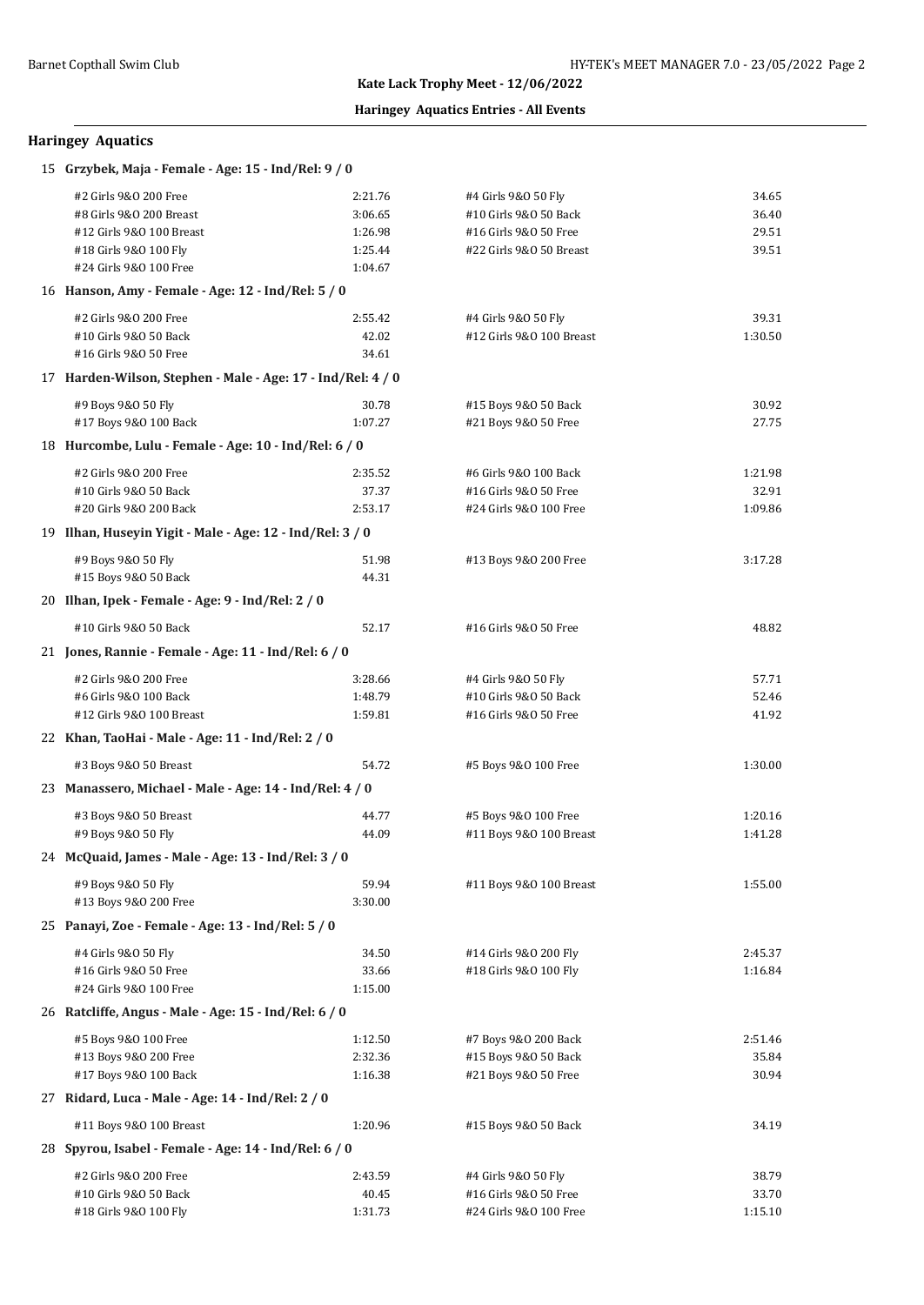## Kate Lack Trophy Meet - 12/06/2022

### Haringey Aquatics Entries - All Events

### Haringey Aquatics

**15 Grzybek, Maja - Female - Age: 15 - Ind/Rel: 9 / 0**

| Event | Time | Event | Time |
|---|---|---|---|
| #2 Girls 9&O 200 Free | 2:21.76 | #4 Girls 9&O 50 Fly | 34.65 |
| #8 Girls 9&O 200 Breast | 3:06.65 | #10 Girls 9&O 50 Back | 36.40 |
| #12 Girls 9&O 100 Breast | 1:26.98 | #16 Girls 9&O 50 Free | 29.51 |
| #18 Girls 9&O 100 Fly | 1:25.44 | #22 Girls 9&O 50 Breast | 39.51 |
| #24 Girls 9&O 100 Free | 1:04.67 | | |

**16 Hanson, Amy - Female - Age: 12 - Ind/Rel: 5 / 0**

| Event | Time | Event | Time |
|---|---|---|---|
| #2 Girls 9&O 200 Free | 2:55.42 | #4 Girls 9&O 50 Fly | 39.31 |
| #10 Girls 9&O 50 Back | 42.02 | #12 Girls 9&O 100 Breast | 1:30.50 |
| #16 Girls 9&O 50 Free | 34.61 | | |

**17 Harden-Wilson, Stephen - Male - Age: 17 - Ind/Rel: 4 / 0**

| Event | Time | Event | Time |
|---|---|---|---|
| #9 Boys 9&O 50 Fly | 30.78 | #15 Boys 9&O 50 Back | 30.92 |
| #17 Boys 9&O 100 Back | 1:07.27 | #21 Boys 9&O 50 Free | 27.75 |

**18 Hurcombe, Lulu - Female - Age: 10 - Ind/Rel: 6 / 0**

| Event | Time | Event | Time |
|---|---|---|---|
| #2 Girls 9&O 200 Free | 2:35.52 | #6 Girls 9&O 100 Back | 1:21.98 |
| #10 Girls 9&O 50 Back | 37.37 | #16 Girls 9&O 50 Free | 32.91 |
| #20 Girls 9&O 200 Back | 2:53.17 | #24 Girls 9&O 100 Free | 1:09.86 |

**19 Ilhan, Huseyin Yigit - Male - Age: 12 - Ind/Rel: 3 / 0**

| Event | Time | Event | Time |
|---|---|---|---|
| #9 Boys 9&O 50 Fly | 51.98 | #13 Boys 9&O 200 Free | 3:17.28 |
| #15 Boys 9&O 50 Back | 44.31 | | |

**20 Ilhan, Ipek - Female - Age: 9 - Ind/Rel: 2 / 0**

| Event | Time | Event | Time |
|---|---|---|---|
| #10 Girls 9&O 50 Back | 52.17 | #16 Girls 9&O 50 Free | 48.82 |

**21 Jones, Rannie - Female - Age: 11 - Ind/Rel: 6 / 0**

| Event | Time | Event | Time |
|---|---|---|---|
| #2 Girls 9&O 200 Free | 3:28.66 | #4 Girls 9&O 50 Fly | 57.71 |
| #6 Girls 9&O 100 Back | 1:48.79 | #10 Girls 9&O 50 Back | 52.46 |
| #12 Girls 9&O 100 Breast | 1:59.81 | #16 Girls 9&O 50 Free | 41.92 |

**22 Khan, TaoHai - Male - Age: 11 - Ind/Rel: 2 / 0**

| Event | Time | Event | Time |
|---|---|---|---|
| #3 Boys 9&O 50 Breast | 54.72 | #5 Boys 9&O 100 Free | 1:30.00 |

**23 Manassero, Michael - Male - Age: 14 - Ind/Rel: 4 / 0**

| Event | Time | Event | Time |
|---|---|---|---|
| #3 Boys 9&O 50 Breast | 44.77 | #5 Boys 9&O 100 Free | 1:20.16 |
| #9 Boys 9&O 50 Fly | 44.09 | #11 Boys 9&O 100 Breast | 1:41.28 |

**24 McQuaid, James - Male - Age: 13 - Ind/Rel: 3 / 0**

| Event | Time | Event | Time |
|---|---|---|---|
| #9 Boys 9&O 50 Fly | 59.94 | #11 Boys 9&O 100 Breast | 1:55.00 |
| #13 Boys 9&O 200 Free | 3:30.00 | | |

**25 Panayi, Zoe - Female - Age: 13 - Ind/Rel: 5 / 0**

| Event | Time | Event | Time |
|---|---|---|---|
| #4 Girls 9&O 50 Fly | 34.50 | #14 Girls 9&O 200 Fly | 2:45.37 |
| #16 Girls 9&O 50 Free | 33.66 | #18 Girls 9&O 100 Fly | 1:16.84 |
| #24 Girls 9&O 100 Free | 1:15.00 | | |

**26 Ratcliffe, Angus - Male - Age: 15 - Ind/Rel: 6 / 0**

| Event | Time | Event | Time |
|---|---|---|---|
| #5 Boys 9&O 100 Free | 1:12.50 | #7 Boys 9&O 200 Back | 2:51.46 |
| #13 Boys 9&O 200 Free | 2:32.36 | #15 Boys 9&O 50 Back | 35.84 |
| #17 Boys 9&O 100 Back | 1:16.38 | #21 Boys 9&O 50 Free | 30.94 |

**27 Ridard, Luca - Male - Age: 14 - Ind/Rel: 2 / 0**

| Event | Time | Event | Time |
|---|---|---|---|
| #11 Boys 9&O 100 Breast | 1:20.96 | #15 Boys 9&O 50 Back | 34.19 |

**28 Spyrou, Isabel - Female - Age: 14 - Ind/Rel: 6 / 0**

| Event | Time | Event | Time |
|---|---|---|---|
| #2 Girls 9&O 200 Free | 2:43.59 | #4 Girls 9&O 50 Fly | 38.79 |
| #10 Girls 9&O 50 Back | 40.45 | #16 Girls 9&O 50 Free | 33.70 |
| #18 Girls 9&O 100 Fly | 1:31.73 | #24 Girls 9&O 100 Free | 1:15.10 |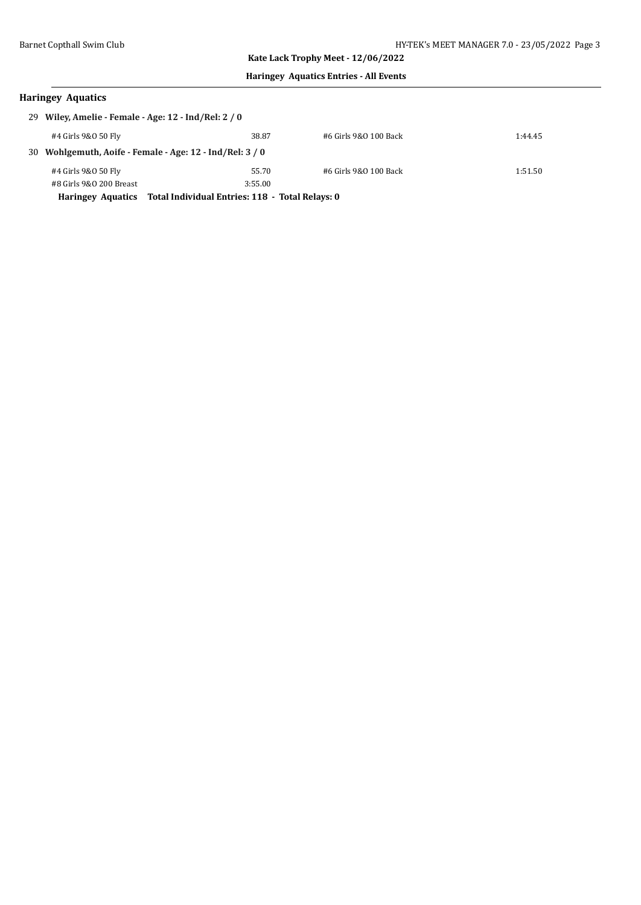## Haringey Aquatics

**29 Wiley, Amelie - Female - Age: 12 - Ind/Rel: 2 / 0**

| | | | |
|---|---|---|---|
| #4 Girls 9&O 50 Fly | 38.87 | #6 Girls 9&O 100 Back | 1:44.45 |

**30 Wohlgemuth, Aoife - Female - Age: 12 - Ind/Rel: 3 / 0**

| | | | |
|---|---|---|---|
| #4 Girls 9&O 50 Fly | 55.70 | #6 Girls 9&O 100 Back | 1:51.50 |
| #8 Girls 9&O 200 Breast | 3:55.00 | | |

**Haringey Aquatics Total Individual Entries: 118 - Total Relays: 0**